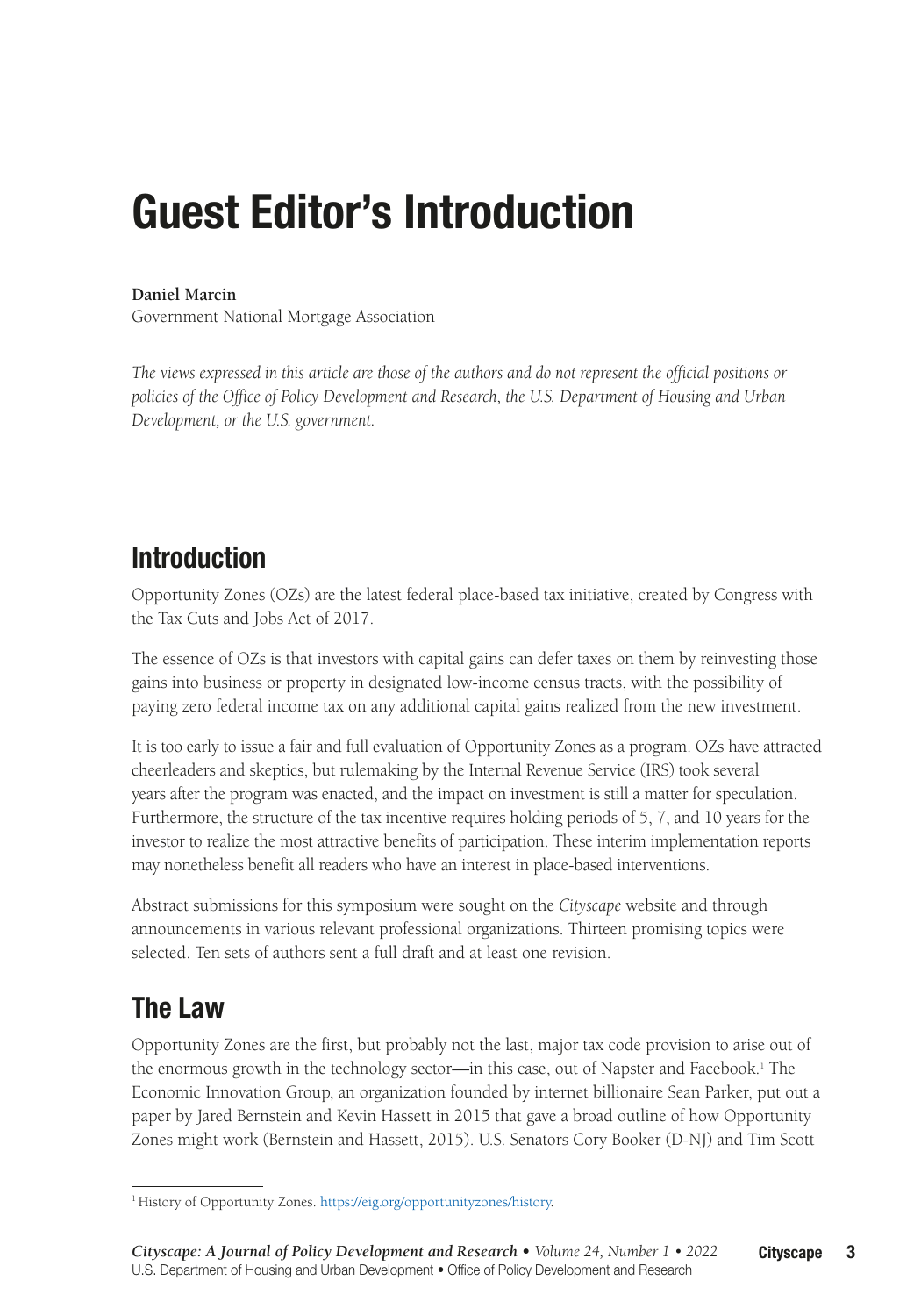# Guest Editor's Introduction

**Daniel Marcin**
Government National Mortgage Association

*The views expressed in this article are those of the authors and do not represent the official positions or policies of the Office of Policy Development and Research, the U.S. Department of Housing and Urban Development, or the U.S. government.*

## Introduction

Opportunity Zones (OZs) are the latest federal place-based tax initiative, created by Congress with the Tax Cuts and Jobs Act of 2017.

The essence of OZs is that investors with capital gains can defer taxes on them by reinvesting those gains into business or property in designated low-income census tracts, with the possibility of paying zero federal income tax on any additional capital gains realized from the new investment.

It is too early to issue a fair and full evaluation of Opportunity Zones as a program. OZs have attracted cheerleaders and skeptics, but rulemaking by the Internal Revenue Service (IRS) took several years after the program was enacted, and the impact on investment is still a matter for speculation. Furthermore, the structure of the tax incentive requires holding periods of 5, 7, and 10 years for the investor to realize the most attractive benefits of participation. These interim implementation reports may nonetheless benefit all readers who have an interest in place-based interventions.

Abstract submissions for this symposium were sought on the *Cityscape* website and through announcements in various relevant professional organizations. Thirteen promising topics were selected. Ten sets of authors sent a full draft and at least one revision.

## The Law

Opportunity Zones are the first, but probably not the last, major tax code provision to arise out of the enormous growth in the technology sector—in this case, out of Napster and Facebook.[1] The Economic Innovation Group, an organization founded by internet billionaire Sean Parker, put out a paper by Jared Bernstein and Kevin Hassett in 2015 that gave a broad outline of how Opportunity Zones might work (Bernstein and Hassett, 2015). U.S. Senators Cory Booker (D-NJ) and Tim Scott

[1] History of Opportunity Zones. https://eig.org/opportunityzones/history.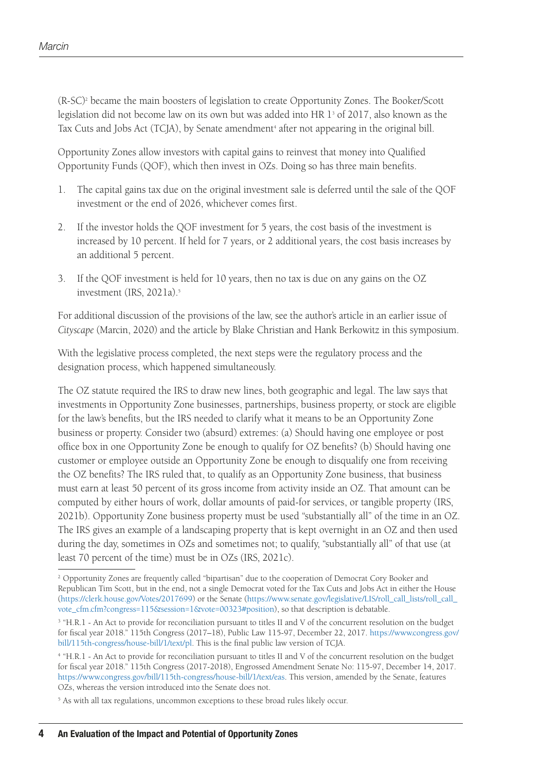(R-SC)[2] became the main boosters of legislation to create Opportunity Zones. The Booker/Scott legislation did not become law on its own but was added into HR 1[3] of 2017, also known as the Tax Cuts and Jobs Act (TCJA), by Senate amendment[4] after not appearing in the original bill.

Opportunity Zones allow investors with capital gains to reinvest that money into Qualified Opportunity Funds (QOF), which then invest in OZs. Doing so has three main benefits.

1. The capital gains tax due on the original investment sale is deferred until the sale of the QOF investment or the end of 2026, whichever comes first.
2. If the investor holds the QOF investment for 5 years, the cost basis of the investment is increased by 10 percent. If held for 7 years, or 2 additional years, the cost basis increases by an additional 5 percent.
3. If the QOF investment is held for 10 years, then no tax is due on any gains on the OZ investment (IRS, 2021a).[5]

For additional discussion of the provisions of the law, see the author's article in an earlier issue of *Cityscape* (Marcin, 2020) and the article by Blake Christian and Hank Berkowitz in this symposium.

With the legislative process completed, the next steps were the regulatory process and the designation process, which happened simultaneously.

The OZ statute required the IRS to draw new lines, both geographic and legal. The law says that investments in Opportunity Zone businesses, partnerships, business property, or stock are eligible for the law's benefits, but the IRS needed to clarify what it means to be an Opportunity Zone business or property. Consider two (absurd) extremes: (a) Should having one employee or post office box in one Opportunity Zone be enough to qualify for OZ benefits? (b) Should having one customer or employee outside an Opportunity Zone be enough to disqualify one from receiving the OZ benefits? The IRS ruled that, to qualify as an Opportunity Zone business, that business must earn at least 50 percent of its gross income from activity inside an OZ. That amount can be computed by either hours of work, dollar amounts of paid-for services, or tangible property (IRS, 2021b). Opportunity Zone business property must be used "substantially all" of the time in an OZ. The IRS gives an example of a landscaping property that is kept overnight in an OZ and then used during the day, sometimes in OZs and sometimes not; to qualify, "substantially all" of that use (at least 70 percent of the time) must be in OZs (IRS, 2021c).

---

[2] Opportunity Zones are frequently called "bipartisan" due to the cooperation of Democrat Cory Booker and Republican Tim Scott, but in the end, not a single Democrat voted for the Tax Cuts and Jobs Act in either the House (https://clerk.house.gov/Votes/2017699) or the Senate (https://www.senate.gov/legislative/LIS/roll_call_lists/roll_call_vote_cfm.cfm?congress=115&session=1&vote=00323#position), so that description is debatable.

[3] "H.R.1 - An Act to provide for reconciliation pursuant to titles II and V of the concurrent resolution on the budget for fiscal year 2018." 115th Congress (2017–18), Public Law 115-97, December 22, 2017. https://www.congress.gov/bill/115th-congress/house-bill/1/text/pl. This is the final public law version of TCJA.

[4] "H.R.1 - An Act to provide for reconciliation pursuant to titles II and V of the concurrent resolution on the budget for fiscal year 2018." 115th Congress (2017-2018), Engrossed Amendment Senate No: 115-97, December 14, 2017. https://www.congress.gov/bill/115th-congress/house-bill/1/text/eas. This version, amended by the Senate, features OZs, whereas the version introduced into the Senate does not.

[5] As with all tax regulations, uncommon exceptions to these broad rules likely occur.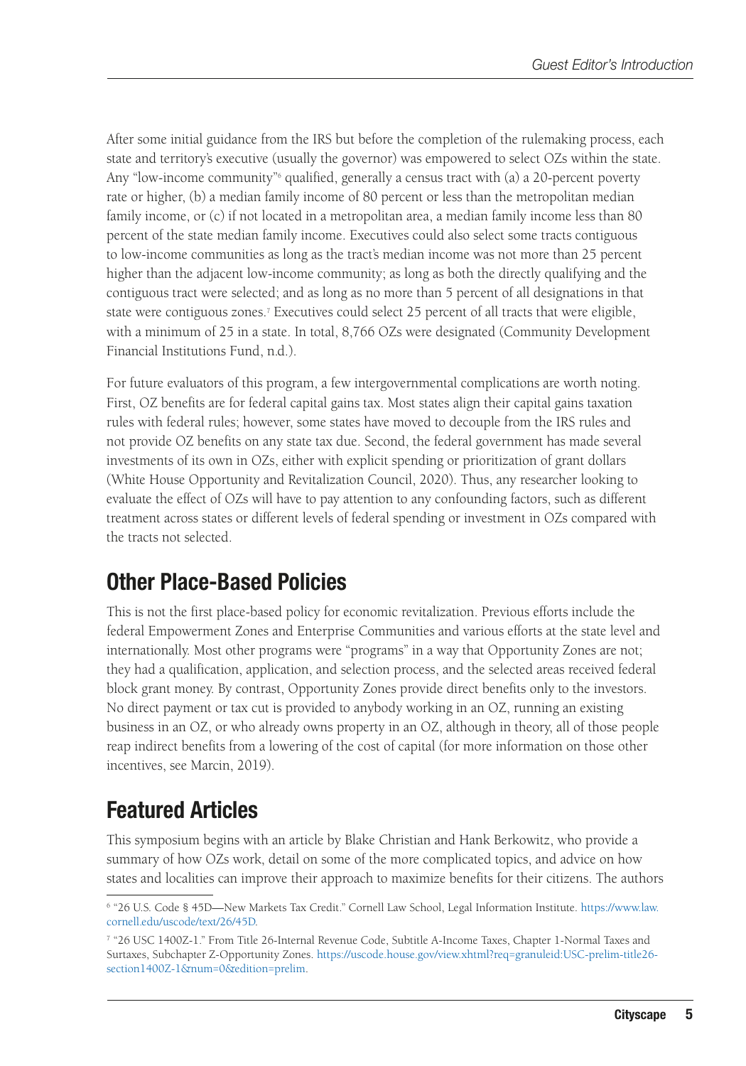After some initial guidance from the IRS but before the completion of the rulemaking process, each state and territory's executive (usually the governor) was empowered to select OZs within the state. Any "low-income community"[6] qualified, generally a census tract with (a) a 20-percent poverty rate or higher, (b) a median family income of 80 percent or less than the metropolitan median family income, or (c) if not located in a metropolitan area, a median family income less than 80 percent of the state median family income. Executives could also select some tracts contiguous to low-income communities as long as the tract's median income was not more than 25 percent higher than the adjacent low-income community; as long as both the directly qualifying and the contiguous tract were selected; and as long as no more than 5 percent of all designations in that state were contiguous zones.[7] Executives could select 25 percent of all tracts that were eligible, with a minimum of 25 in a state. In total, 8,766 OZs were designated (Community Development Financial Institutions Fund, n.d.).

For future evaluators of this program, a few intergovernmental complications are worth noting. First, OZ benefits are for federal capital gains tax. Most states align their capital gains taxation rules with federal rules; however, some states have moved to decouple from the IRS rules and not provide OZ benefits on any state tax due. Second, the federal government has made several investments of its own in OZs, either with explicit spending or prioritization of grant dollars (White House Opportunity and Revitalization Council, 2020). Thus, any researcher looking to evaluate the effect of OZs will have to pay attention to any confounding factors, such as different treatment across states or different levels of federal spending or investment in OZs compared with the tracts not selected.

## Other Place-Based Policies

This is not the first place-based policy for economic revitalization. Previous efforts include the federal Empowerment Zones and Enterprise Communities and various efforts at the state level and internationally. Most other programs were "programs" in a way that Opportunity Zones are not; they had a qualification, application, and selection process, and the selected areas received federal block grant money. By contrast, Opportunity Zones provide direct benefits only to the investors. No direct payment or tax cut is provided to anybody working in an OZ, running an existing business in an OZ, or who already owns property in an OZ, although in theory, all of those people reap indirect benefits from a lowering of the cost of capital (for more information on those other incentives, see Marcin, 2019).

## Featured Articles

This symposium begins with an article by Blake Christian and Hank Berkowitz, who provide a summary of how OZs work, detail on some of the more complicated topics, and advice on how states and localities can improve their approach to maximize benefits for their citizens. The authors

[6] "26 U.S. Code § 45D—New Markets Tax Credit." Cornell Law School, Legal Information Institute. https://www.law.cornell.edu/uscode/text/26/45D.

[7] "26 USC 1400Z-1." From Title 26-Internal Revenue Code, Subtitle A-Income Taxes, Chapter 1-Normal Taxes and Surtaxes, Subchapter Z-Opportunity Zones. https://uscode.house.gov/view.xhtml?req=granuleid:USC-prelim-title26-section1400Z-1&num=0&edition=prelim.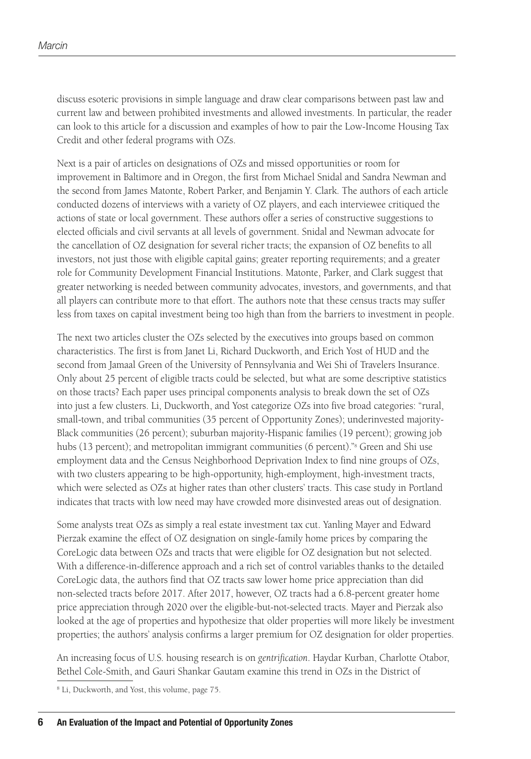discuss esoteric provisions in simple language and draw clear comparisons between past law and current law and between prohibited investments and allowed investments. In particular, the reader can look to this article for a discussion and examples of how to pair the Low-Income Housing Tax Credit and other federal programs with OZs.

Next is a pair of articles on designations of OZs and missed opportunities or room for improvement in Baltimore and in Oregon, the first from Michael Snidal and Sandra Newman and the second from James Matonte, Robert Parker, and Benjamin Y. Clark. The authors of each article conducted dozens of interviews with a variety of OZ players, and each interviewee critiqued the actions of state or local government. These authors offer a series of constructive suggestions to elected officials and civil servants at all levels of government. Snidal and Newman advocate for the cancellation of OZ designation for several richer tracts; the expansion of OZ benefits to all investors, not just those with eligible capital gains; greater reporting requirements; and a greater role for Community Development Financial Institutions. Matonte, Parker, and Clark suggest that greater networking is needed between community advocates, investors, and governments, and that all players can contribute more to that effort. The authors note that these census tracts may suffer less from taxes on capital investment being too high than from the barriers to investment in people.

The next two articles cluster the OZs selected by the executives into groups based on common characteristics. The first is from Janet Li, Richard Duckworth, and Erich Yost of HUD and the second from Jamaal Green of the University of Pennsylvania and Wei Shi of Travelers Insurance. Only about 25 percent of eligible tracts could be selected, but what are some descriptive statistics on those tracts? Each paper uses principal components analysis to break down the set of OZs into just a few clusters. Li, Duckworth, and Yost categorize OZs into five broad categories: "rural, small-town, and tribal communities (35 percent of Opportunity Zones); underinvested majority-Black communities (26 percent); suburban majority-Hispanic families (19 percent); growing job hubs (13 percent); and metropolitan immigrant communities (6 percent)."[8] Green and Shi use employment data and the Census Neighborhood Deprivation Index to find nine groups of OZs, with two clusters appearing to be high-opportunity, high-employment, high-investment tracts, which were selected as OZs at higher rates than other clusters' tracts. This case study in Portland indicates that tracts with low need may have crowded more disinvested areas out of designation.

Some analysts treat OZs as simply a real estate investment tax cut. Yanling Mayer and Edward Pierzak examine the effect of OZ designation on single-family home prices by comparing the CoreLogic data between OZs and tracts that were eligible for OZ designation but not selected. With a difference-in-difference approach and a rich set of control variables thanks to the detailed CoreLogic data, the authors find that OZ tracts saw lower home price appreciation than did non-selected tracts before 2017. After 2017, however, OZ tracts had a 6.8-percent greater home price appreciation through 2020 over the eligible-but-not-selected tracts. Mayer and Pierzak also looked at the age of properties and hypothesize that older properties will more likely be investment properties; the authors' analysis confirms a larger premium for OZ designation for older properties.

An increasing focus of U.S. housing research is on *gentrification*. Haydar Kurban, Charlotte Otabor, Bethel Cole-Smith, and Gauri Shankar Gautam examine this trend in OZs in the District of

[8] Li, Duckworth, and Yost, this volume, page 75.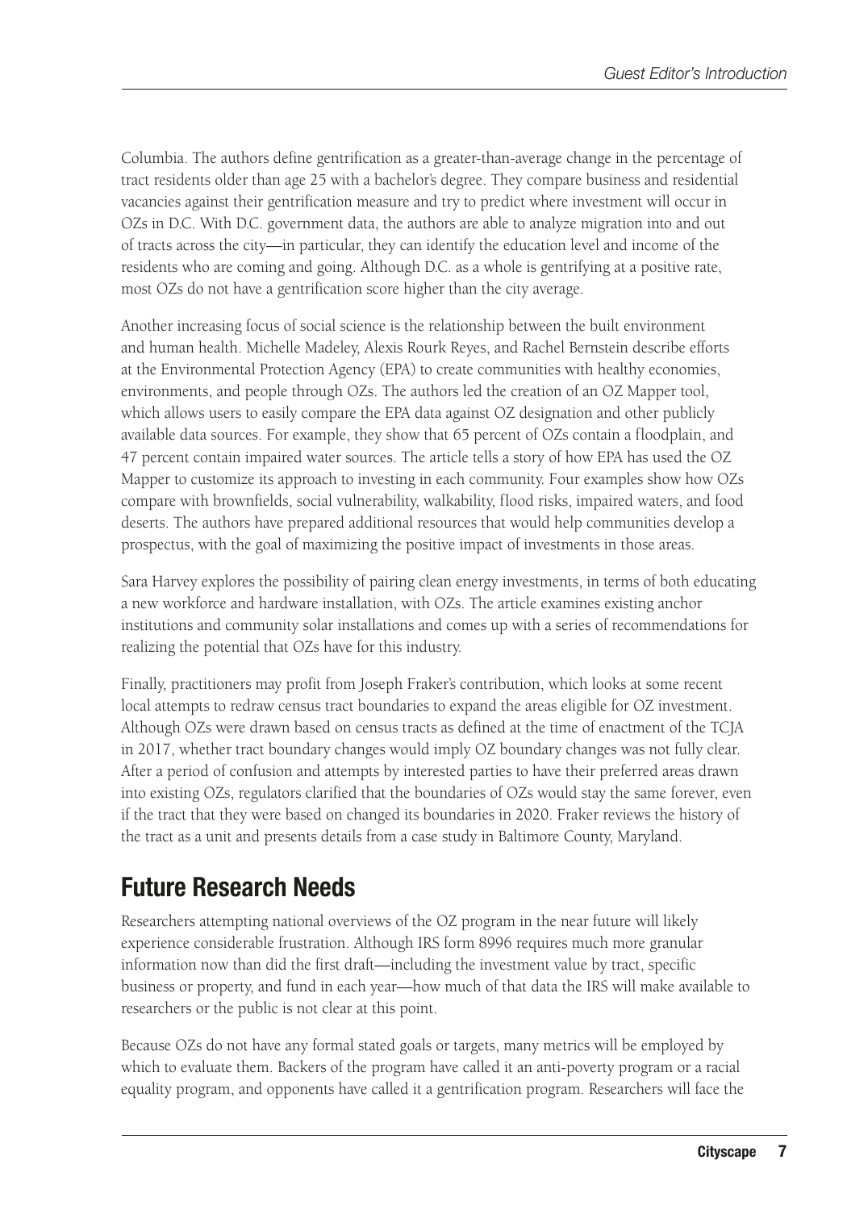Columbia. The authors define gentrification as a greater-than-average change in the percentage of tract residents older than age 25 with a bachelor's degree. They compare business and residential vacancies against their gentrification measure and try to predict where investment will occur in OZs in D.C. With D.C. government data, the authors are able to analyze migration into and out of tracts across the city—in particular, they can identify the education level and income of the residents who are coming and going. Although D.C. as a whole is gentrifying at a positive rate, most OZs do not have a gentrification score higher than the city average.

Another increasing focus of social science is the relationship between the built environment and human health. Michelle Madeley, Alexis Rourk Reyes, and Rachel Bernstein describe efforts at the Environmental Protection Agency (EPA) to create communities with healthy economies, environments, and people through OZs. The authors led the creation of an OZ Mapper tool, which allows users to easily compare the EPA data against OZ designation and other publicly available data sources. For example, they show that 65 percent of OZs contain a floodplain, and 47 percent contain impaired water sources. The article tells a story of how EPA has used the OZ Mapper to customize its approach to investing in each community. Four examples show how OZs compare with brownfields, social vulnerability, walkability, flood risks, impaired waters, and food deserts. The authors have prepared additional resources that would help communities develop a prospectus, with the goal of maximizing the positive impact of investments in those areas.

Sara Harvey explores the possibility of pairing clean energy investments, in terms of both educating a new workforce and hardware installation, with OZs. The article examines existing anchor institutions and community solar installations and comes up with a series of recommendations for realizing the potential that OZs have for this industry.

Finally, practitioners may profit from Joseph Fraker's contribution, which looks at some recent local attempts to redraw census tract boundaries to expand the areas eligible for OZ investment. Although OZs were drawn based on census tracts as defined at the time of enactment of the TCJA in 2017, whether tract boundary changes would imply OZ boundary changes was not fully clear. After a period of confusion and attempts by interested parties to have their preferred areas drawn into existing OZs, regulators clarified that the boundaries of OZs would stay the same forever, even if the tract that they were based on changed its boundaries in 2020. Fraker reviews the history of the tract as a unit and presents details from a case study in Baltimore County, Maryland.

## Future Research Needs

Researchers attempting national overviews of the OZ program in the near future will likely experience considerable frustration. Although IRS form 8996 requires much more granular information now than did the first draft—including the investment value by tract, specific business or property, and fund in each year—how much of that data the IRS will make available to researchers or the public is not clear at this point.

Because OZs do not have any formal stated goals or targets, many metrics will be employed by which to evaluate them. Backers of the program have called it an anti-poverty program or a racial equality program, and opponents have called it a gentrification program. Researchers will face the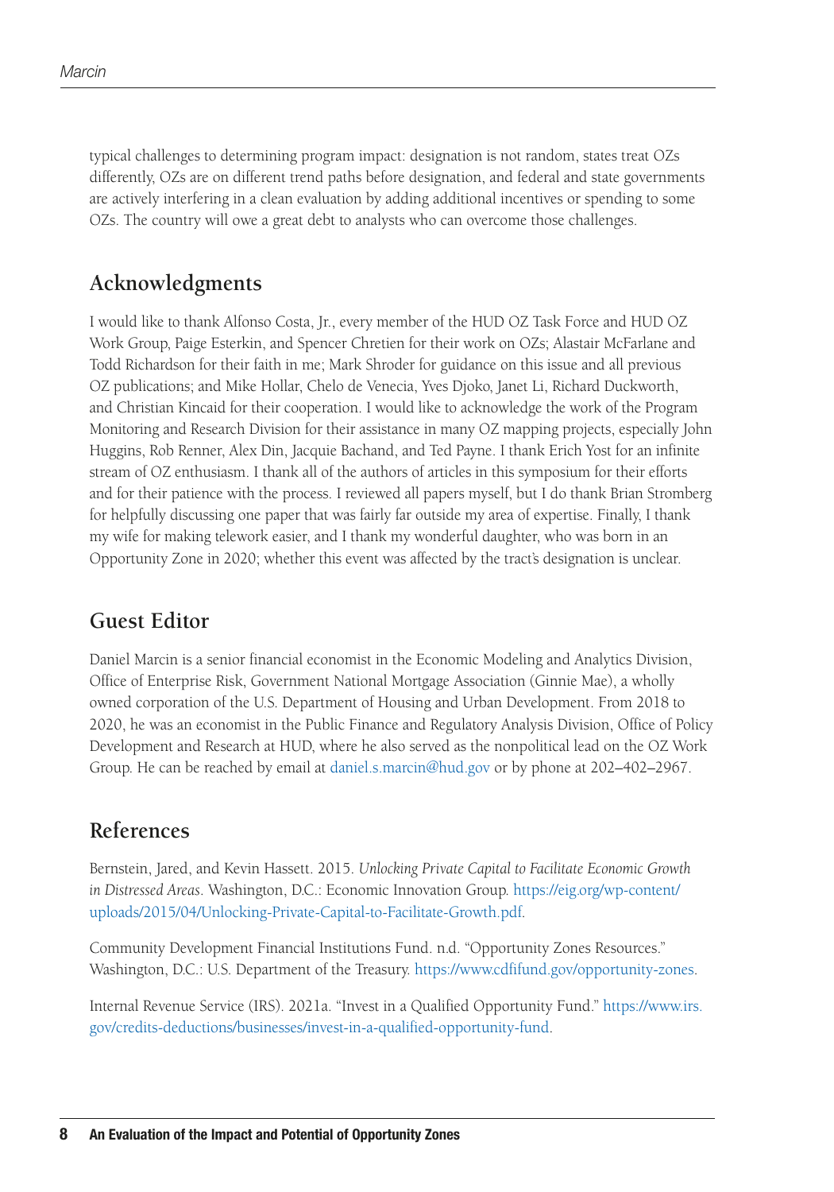typical challenges to determining program impact: designation is not random, states treat OZs differently, OZs are on different trend paths before designation, and federal and state governments are actively interfering in a clean evaluation by adding additional incentives or spending to some OZs. The country will owe a great debt to analysts who can overcome those challenges.

## Acknowledgments

I would like to thank Alfonso Costa, Jr., every member of the HUD OZ Task Force and HUD OZ Work Group, Paige Esterkin, and Spencer Chretien for their work on OZs; Alastair McFarlane and Todd Richardson for their faith in me; Mark Shroder for guidance on this issue and all previous OZ publications; and Mike Hollar, Chelo de Venecia, Yves Djoko, Janet Li, Richard Duckworth, and Christian Kincaid for their cooperation. I would like to acknowledge the work of the Program Monitoring and Research Division for their assistance in many OZ mapping projects, especially John Huggins, Rob Renner, Alex Din, Jacquie Bachand, and Ted Payne. I thank Erich Yost for an infinite stream of OZ enthusiasm. I thank all of the authors of articles in this symposium for their efforts and for their patience with the process. I reviewed all papers myself, but I do thank Brian Stromberg for helpfully discussing one paper that was fairly far outside my area of expertise. Finally, I thank my wife for making telework easier, and I thank my wonderful daughter, who was born in an Opportunity Zone in 2020; whether this event was affected by the tract's designation is unclear.

## Guest Editor

Daniel Marcin is a senior financial economist in the Economic Modeling and Analytics Division, Office of Enterprise Risk, Government National Mortgage Association (Ginnie Mae), a wholly owned corporation of the U.S. Department of Housing and Urban Development. From 2018 to 2020, he was an economist in the Public Finance and Regulatory Analysis Division, Office of Policy Development and Research at HUD, where he also served as the nonpolitical lead on the OZ Work Group. He can be reached by email at daniel.s.marcin@hud.gov or by phone at 202–402–2967.

## References

Bernstein, Jared, and Kevin Hassett. 2015. *Unlocking Private Capital to Facilitate Economic Growth in Distressed Areas*. Washington, D.C.: Economic Innovation Group. https://eig.org/wp-content/uploads/2015/04/Unlocking-Private-Capital-to-Facilitate-Growth.pdf.

Community Development Financial Institutions Fund. n.d. "Opportunity Zones Resources." Washington, D.C.: U.S. Department of the Treasury. https://www.cdfifund.gov/opportunity-zones.

Internal Revenue Service (IRS). 2021a. "Invest in a Qualified Opportunity Fund." https://www.irs.gov/credits-deductions/businesses/invest-in-a-qualified-opportunity-fund.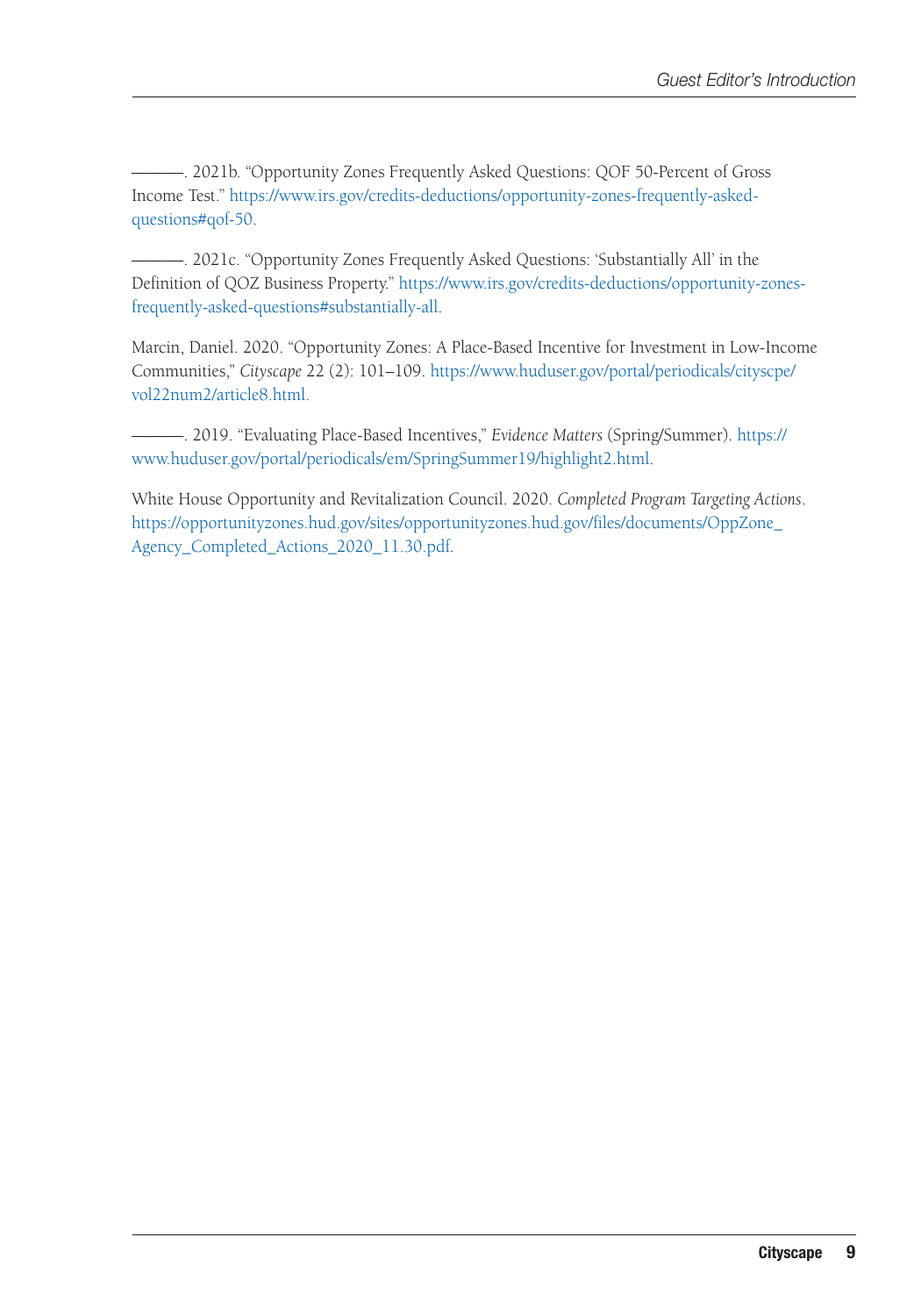———. 2021b. "Opportunity Zones Frequently Asked Questions: QOF 50-Percent of Gross Income Test." https://www.irs.gov/credits-deductions/opportunity-zones-frequently-asked-questions#qof-50.

———. 2021c. "Opportunity Zones Frequently Asked Questions: 'Substantially All' in the Definition of QOZ Business Property." https://www.irs.gov/credits-deductions/opportunity-zones-frequently-asked-questions#substantially-all.

Marcin, Daniel. 2020. "Opportunity Zones: A Place-Based Incentive for Investment in Low-Income Communities," *Cityscape* 22 (2): 101–109. https://www.huduser.gov/portal/periodicals/cityscpe/vol22num2/article8.html.

———. 2019. "Evaluating Place-Based Incentives," *Evidence Matters* (Spring/Summer). https://www.huduser.gov/portal/periodicals/em/SpringSummer19/highlight2.html.

White House Opportunity and Revitalization Council. 2020. *Completed Program Targeting Actions*. https://opportunityzones.hud.gov/sites/opportunityzones.hud.gov/files/documents/OppZone_Agency_Completed_Actions_2020_11.30.pdf.